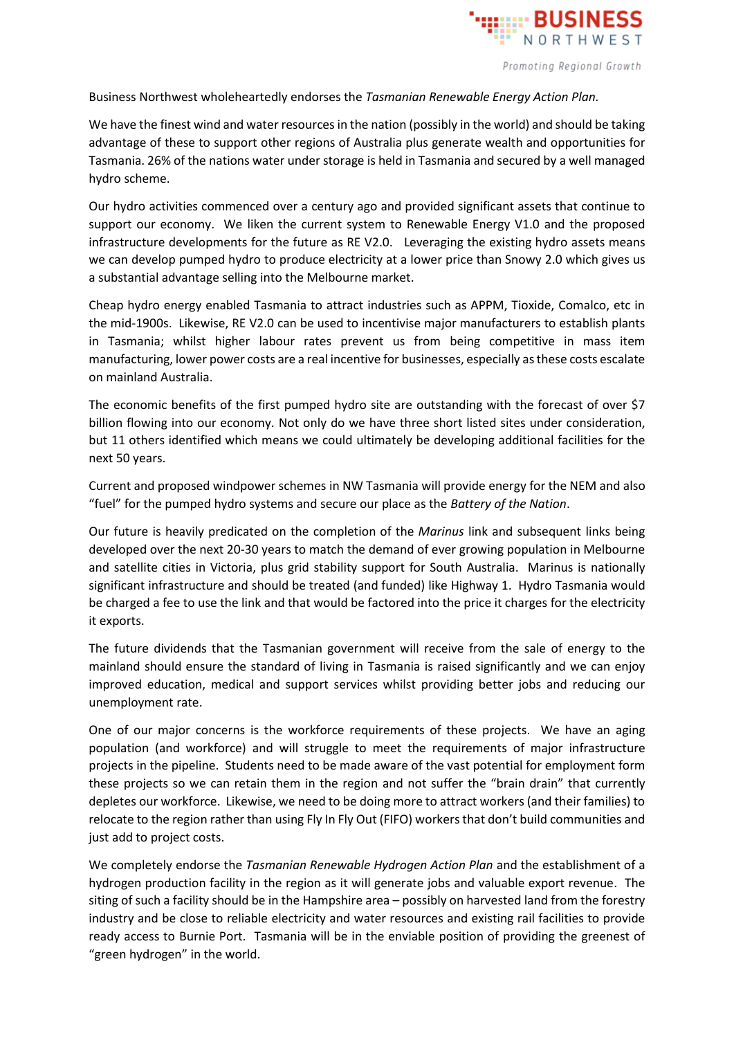Business Northwest wholeheartedly endorses the *Tasmanian Renewable Energy Action Plan.*

We have the finest wind and water resources in the nation (possibly in the world) and should be taking advantage of these to support other regions of Australia plus generate wealth and opportunities for Tasmania. 26% of the nations water under storage is held in Tasmania and secured by a well managed hydro scheme.

Our hydro activities commenced over a century ago and provided significant assets that continue to support our economy. We liken the current system to Renewable Energy V1.0 and the proposed infrastructure developments for the future as RE V2.0. Leveraging the existing hydro assets means we can develop pumped hydro to produce electricity at a lower price than Snowy 2.0 which gives us a substantial advantage selling into the Melbourne market.

Cheap hydro energy enabled Tasmania to attract industries such as APPM, Tioxide, Comalco, etc in the mid-1900s. Likewise, RE V2.0 can be used to incentivise major manufacturers to establish plants in Tasmania; whilst higher labour rates prevent us from being competitive in mass item manufacturing, lower power costs are a real incentive for businesses, especially as these costs escalate on mainland Australia.

The economic benefits of the first pumped hydro site are outstanding with the forecast of over $7 billion flowing into our economy. Not only do we have three short listed sites under consideration, but 11 others identified which means we could ultimately be developing additional facilities for the next 50 years.

Current and proposed windpower schemes in NW Tasmania will provide energy for the NEM and also "fuel" for the pumped hydro systems and secure our place as the *Battery of the Nation*.

Our future is heavily predicated on the completion of the *Marinus* link and subsequent links being developed over the next 20-30 years to match the demand of ever growing population in Melbourne and satellite cities in Victoria, plus grid stability support for South Australia. Marinus is nationally significant infrastructure and should be treated (and funded) like Highway 1. Hydro Tasmania would be charged a fee to use the link and that would be factored into the price it charges for the electricity it exports.

The future dividends that the Tasmanian government will receive from the sale of energy to the mainland should ensure the standard of living in Tasmania is raised significantly and we can enjoy improved education, medical and support services whilst providing better jobs and reducing our unemployment rate.

One of our major concerns is the workforce requirements of these projects. We have an aging population (and workforce) and will struggle to meet the requirements of major infrastructure projects in the pipeline. Students need to be made aware of the vast potential for employment form these projects so we can retain them in the region and not suffer the "brain drain" that currently depletes our workforce. Likewise, we need to be doing more to attract workers (and their families) to relocate to the region rather than using Fly In Fly Out (FIFO) workers that don't build communities and just add to project costs.

We completely endorse the *Tasmanian Renewable Hydrogen Action Plan* and the establishment of a hydrogen production facility in the region as it will generate jobs and valuable export revenue. The siting of such a facility should be in the Hampshire area – possibly on harvested land from the forestry industry and be close to reliable electricity and water resources and existing rail facilities to provide ready access to Burnie Port. Tasmania will be in the enviable position of providing the greenest of "green hydrogen" in the world.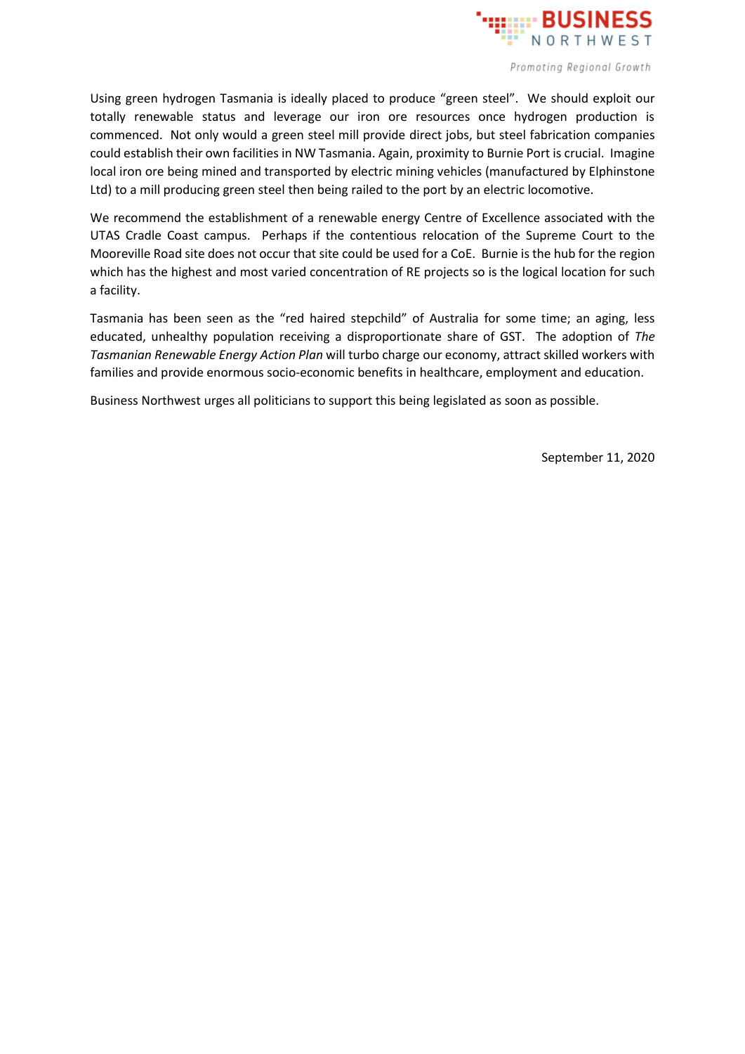Using green hydrogen Tasmania is ideally placed to produce “green steel”. We should exploit our totally renewable status and leverage our iron ore resources once hydrogen production is commenced. Not only would a green steel mill provide direct jobs, but steel fabrication companies could establish their own facilities in NW Tasmania. Again, proximity to Burnie Port is crucial. Imagine local iron ore being mined and transported by electric mining vehicles (manufactured by Elphinstone Ltd) to a mill producing green steel then being railed to the port by an electric locomotive.

We recommend the establishment of a renewable energy Centre of Excellence associated with the UTAS Cradle Coast campus. Perhaps if the contentious relocation of the Supreme Court to the Mooreville Road site does not occur that site could be used for a CoE. Burnie is the hub for the region which has the highest and most varied concentration of RE projects so is the logical location for such a facility.

Tasmania has been seen as the “red haired stepchild” of Australia for some time; an aging, less educated, unhealthy population receiving a disproportionate share of GST. The adoption of *The Tasmanian Renewable Energy Action Plan* will turbo charge our economy, attract skilled workers with families and provide enormous socio-economic benefits in healthcare, employment and education.

Business Northwest urges all politicians to support this being legislated as soon as possible.

September 11, 2020